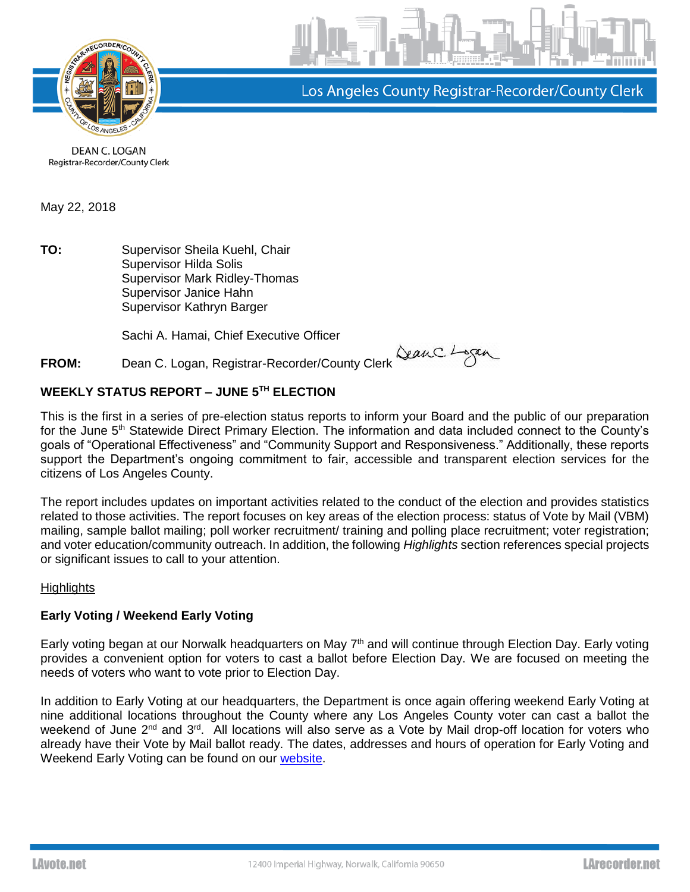Los Angeles County Registrar-Recorder/County Clerk

DEAN C. LOGAN
Registrar-Recorder/County Clerk

May 22, 2018

**TO:** Supervisor Sheila Kuehl, Chair
Supervisor Hilda Solis
Supervisor Mark Ridley-Thomas
Supervisor Janice Hahn
Supervisor Kathryn Barger

Sachi A. Hamai, Chief Executive Officer

**FROM:** Dean C. Logan, Registrar-Recorder/County Clerk

## WEEKLY STATUS REPORT – JUNE 5TH ELECTION

This is the first in a series of pre-election status reports to inform your Board and the public of our preparation for the June 5th Statewide Direct Primary Election. The information and data included connect to the County's goals of "Operational Effectiveness" and "Community Support and Responsiveness." Additionally, these reports support the Department's ongoing commitment to fair, accessible and transparent election services for the citizens of Los Angeles County.

The report includes updates on important activities related to the conduct of the election and provides statistics related to those activities. The report focuses on key areas of the election process: status of Vote by Mail (VBM) mailing, sample ballot mailing; poll worker recruitment/ training and polling place recruitment; voter registration; and voter education/community outreach. In addition, the following *Highlights* section references special projects or significant issues to call to your attention.

<u>Highlights</u>

### Early Voting / Weekend Early Voting

Early voting began at our Norwalk headquarters on May 7th and will continue through Election Day. Early voting provides a convenient option for voters to cast a ballot before Election Day. We are focused on meeting the needs of voters who want to vote prior to Election Day.

In addition to Early Voting at our headquarters, the Department is once again offering weekend Early Voting at nine additional locations throughout the County where any Los Angeles County voter can cast a ballot the weekend of June 2nd and 3rd. All locations will also serve as a Vote by Mail drop-off location for voters who already have their Vote by Mail ballot ready. The dates, addresses and hours of operation for Early Voting and Weekend Early Voting can be found on our website.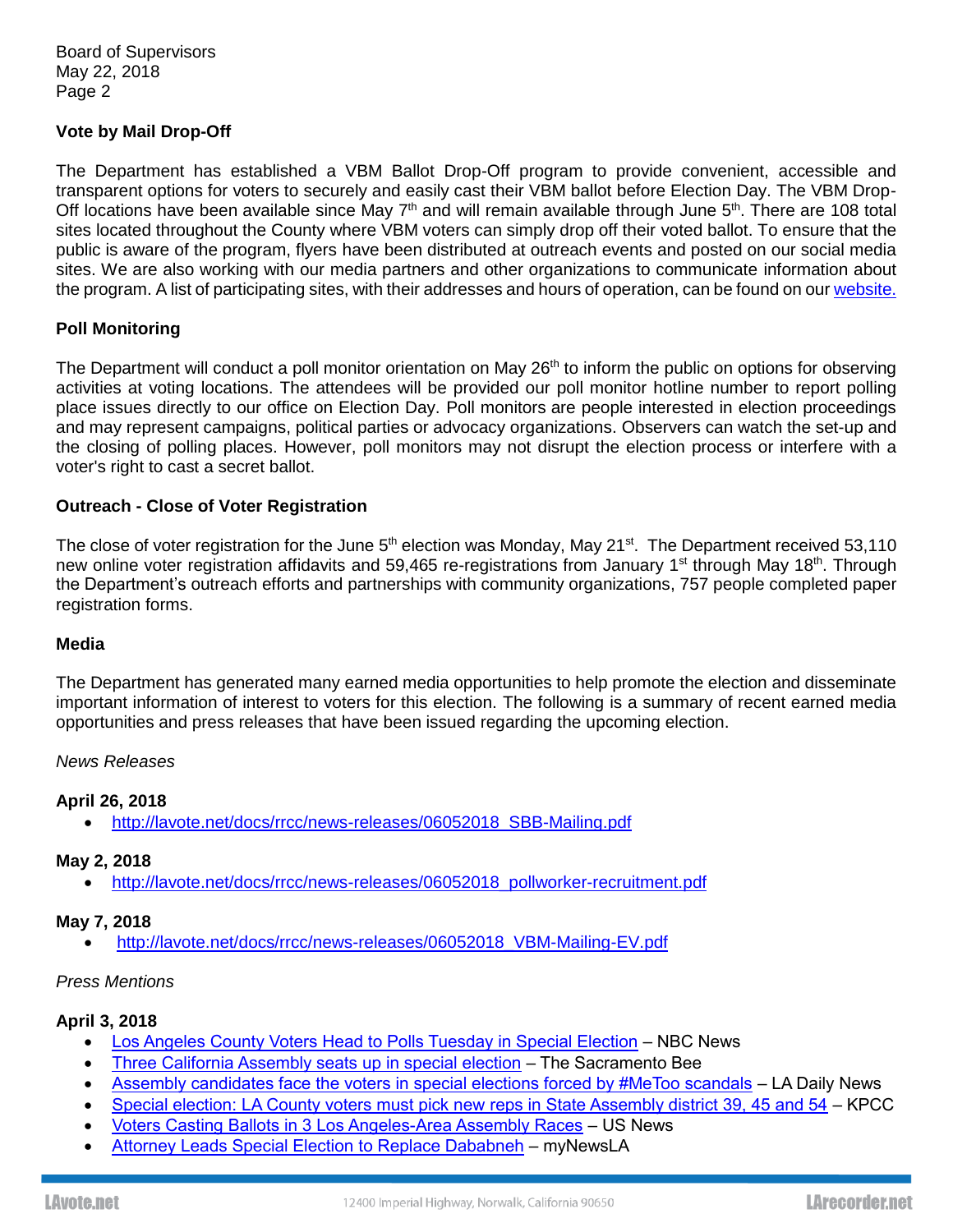Board of Supervisors
May 22, 2018

## Vote by Mail Drop-Off

The Department has established a VBM Ballot Drop-Off program to provide convenient, accessible and transparent options for voters to securely and easily cast their VBM ballot before Election Day. The VBM Drop-Off locations have been available since May 7th and will remain available through June 5th. There are 108 total sites located throughout the County where VBM voters can simply drop off their voted ballot. To ensure that the public is aware of the program, flyers have been distributed at outreach events and posted on our social media sites. We are also working with our media partners and other organizations to communicate information about the program. A list of participating sites, with their addresses and hours of operation, can be found on our website.

## Poll Monitoring

The Department will conduct a poll monitor orientation on May 26th to inform the public on options for observing activities at voting locations. The attendees will be provided our poll monitor hotline number to report polling place issues directly to our office on Election Day. Poll monitors are people interested in election proceedings and may represent campaigns, political parties or advocacy organizations. Observers can watch the set-up and the closing of polling places. However, poll monitors may not disrupt the election process or interfere with a voter's right to cast a secret ballot.

## Outreach - Close of Voter Registration

The close of voter registration for the June 5th election was Monday, May 21st. The Department received 53,110 new online voter registration affidavits and 59,465 re-registrations from January 1st through May 18th. Through the Department's outreach efforts and partnerships with community organizations, 757 people completed paper registration forms.

## Media

The Department has generated many earned media opportunities to help promote the election and disseminate important information of interest to voters for this election. The following is a summary of recent earned media opportunities and press releases that have been issued regarding the upcoming election.

*News Releases*

**April 26, 2018**

- http://lavote.net/docs/rrcc/news-releases/06052018_SBB-Mailing.pdf

**May 2, 2018**

- http://lavote.net/docs/rrcc/news-releases/06052018_pollworker-recruitment.pdf

**May 7, 2018**

- http://lavote.net/docs/rrcc/news-releases/06052018_VBM-Mailing-EV.pdf

*Press Mentions*

**April 3, 2018**

- Los Angeles County Voters Head to Polls Tuesday in Special Election – NBC News
- Three California Assembly seats up in special election – The Sacramento Bee
- Assembly candidates face the voters in special elections forced by #MeToo scandals – LA Daily News
- Special election: LA County voters must pick new reps in State Assembly district 39, 45 and 54 – KPCC
- Voters Casting Ballots in 3 Los Angeles-Area Assembly Races – US News
- Attorney Leads Special Election to Replace Dababneh – myNewsLA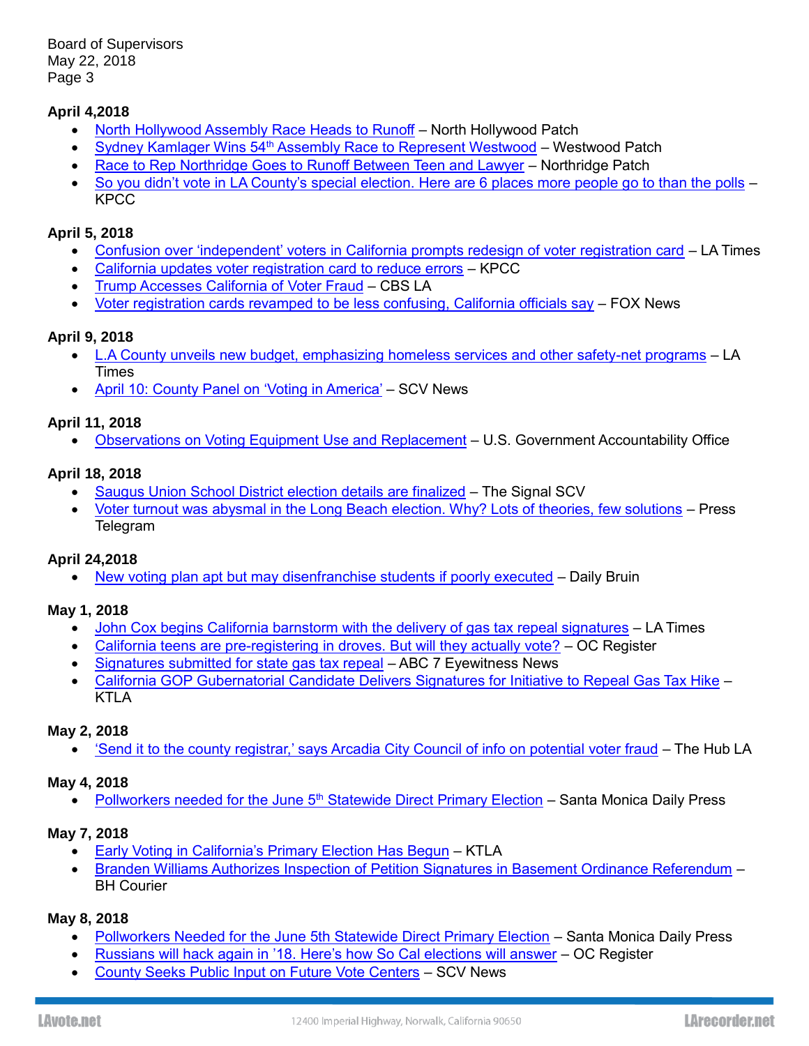Board of Supervisors
May 22, 2018
Page 3

**April 4,2018**

- North Hollywood Assembly Race Heads to Runoff – North Hollywood Patch
- Sydney Kamlager Wins 54th Assembly Race to Represent Westwood – Westwood Patch
- Race to Rep Northridge Goes to Runoff Between Teen and Lawyer – Northridge Patch
- So you didn't vote in LA County's special election. Here are 6 places more people go to than the polls – KPCC

**April 5, 2018**

- Confusion over 'independent' voters in California prompts redesign of voter registration card – LA Times
- California updates voter registration card to reduce errors – KPCC
- Trump Accesses California of Voter Fraud – CBS LA
- Voter registration cards revamped to be less confusing, California officials say – FOX News

**April 9, 2018**

- L.A County unveils new budget, emphasizing homeless services and other safety-net programs – LA Times
- April 10: County Panel on 'Voting in America' – SCV News

**April 11, 2018**

- Observations on Voting Equipment Use and Replacement – U.S. Government Accountability Office

**April 18, 2018**

- Saugus Union School District election details are finalized – The Signal SCV
- Voter turnout was abysmal in the Long Beach election. Why? Lots of theories, few solutions – Press Telegram

**April 24,2018**

- New voting plan apt but may disenfranchise students if poorly executed – Daily Bruin

**May 1, 2018**

- John Cox begins California barnstorm with the delivery of gas tax repeal signatures – LA Times
- California teens are pre-registering in droves. But will they actually vote? – OC Register
- Signatures submitted for state gas tax repeal – ABC 7 Eyewitness News
- California GOP Gubernatorial Candidate Delivers Signatures for Initiative to Repeal Gas Tax Hike – KTLA

**May 2, 2018**

- 'Send it to the county registrar,' says Arcadia City Council of info on potential voter fraud – The Hub LA

**May 4, 2018**

- Pollworkers needed for the June 5th Statewide Direct Primary Election – Santa Monica Daily Press

**May 7, 2018**

- Early Voting in California's Primary Election Has Begun – KTLA
- Branden Williams Authorizes Inspection of Petition Signatures in Basement Ordinance Referendum – BH Courier

**May 8, 2018**

- Pollworkers Needed for the June 5th Statewide Direct Primary Election – Santa Monica Daily Press
- Russians will hack again in '18. Here's how So Cal elections will answer – OC Register
- County Seeks Public Input on Future Vote Centers – SCV News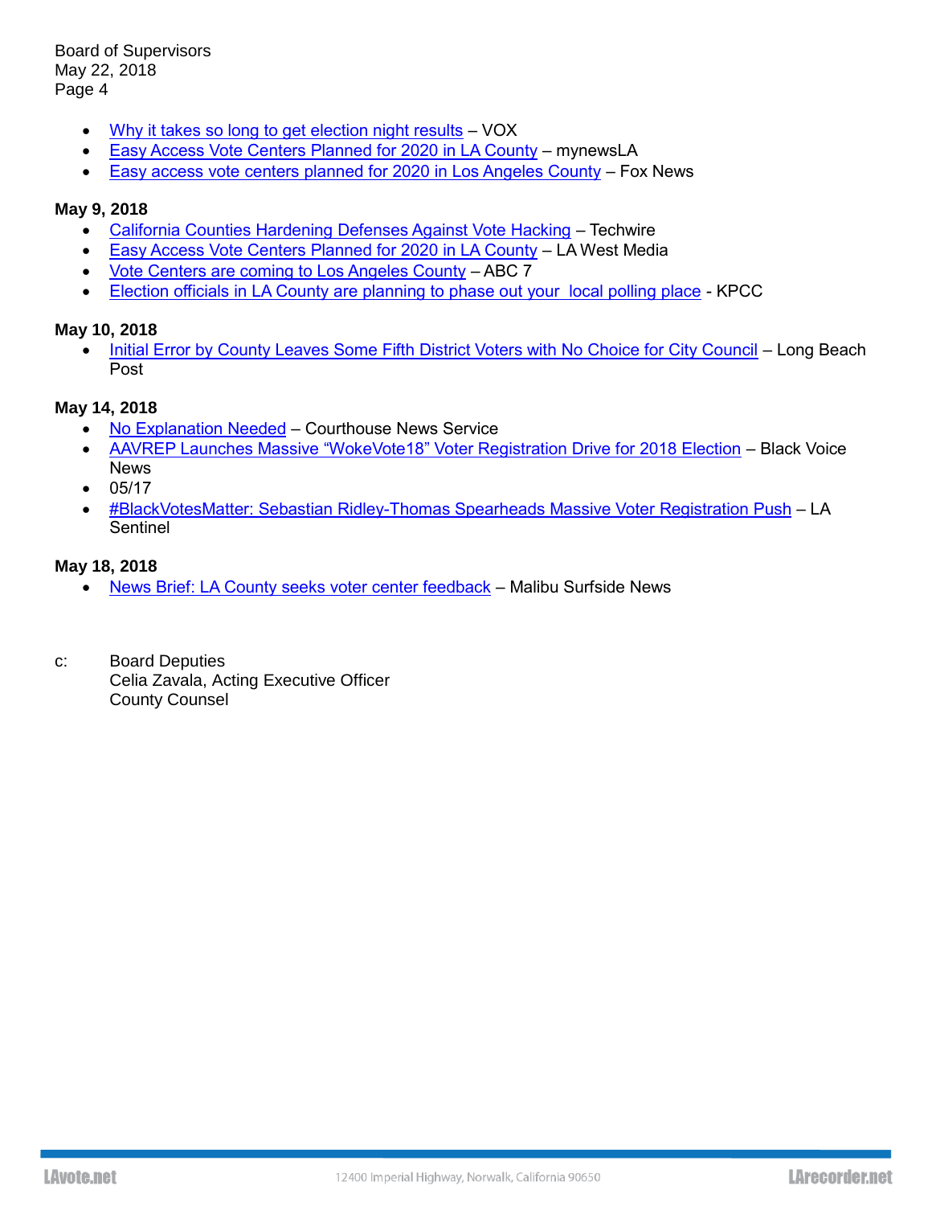- Why it takes so long to get election night results – VOX
- Easy Access Vote Centers Planned for 2020 in LA County – mynewsLA
- Easy access vote centers planned for 2020 in Los Angeles County – Fox News

**May 9, 2018**

- California Counties Hardening Defenses Against Vote Hacking – Techwire
- Easy Access Vote Centers Planned for 2020 in LA County – LA West Media
- Vote Centers are coming to Los Angeles County – ABC 7
- Election officials in LA County are planning to phase out your local polling place - KPCC

**May 10, 2018**

- Initial Error by County Leaves Some Fifth District Voters with No Choice for City Council – Long Beach Post

**May 14, 2018**

- No Explanation Needed – Courthouse News Service
- AAVREP Launches Massive "WokeVote18" Voter Registration Drive for 2018 Election – Black Voice News
- 05/17
- #BlackVotesMatter: Sebastian Ridley-Thomas Spearheads Massive Voter Registration Push – LA Sentinel

**May 18, 2018**

- News Brief: LA County seeks voter center feedback – Malibu Surfside News

c: Board Deputies
Celia Zavala, Acting Executive Officer
County Counsel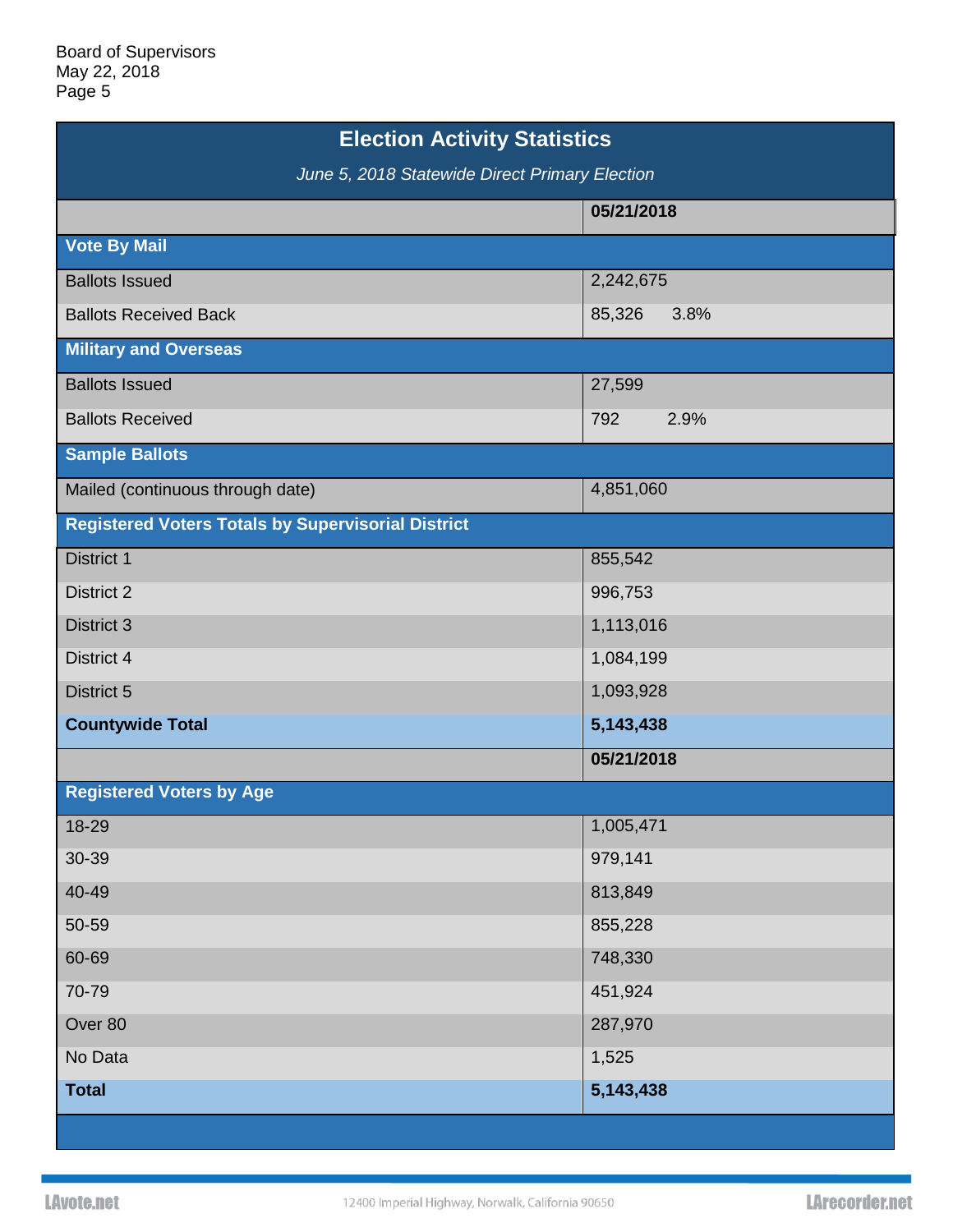## Election Activity Statistics

*June 5, 2018 Statewide Direct Primary Election*

| | 05/21/2018 |
|---|---|
| **Vote By Mail** | |
| Ballots Issued | 2,242,675 |
| Ballots Received Back | 85,326 3.8% |
| **Military and Overseas** | |
| Ballots Issued | 27,599 |
| Ballots Received | 792 2.9% |
| **Sample Ballots** | |
| Mailed (continuous through date) | 4,851,060 |
| **Registered Voters Totals by Supervisorial District** | |
| District 1 | 855,542 |
| District 2 | 996,753 |
| District 3 | 1,113,016 |
| District 4 | 1,084,199 |
| District 5 | 1,093,928 |
| **Countywide Total** | **5,143,438** |
| | **05/21/2018** |
| **Registered Voters by Age** | |
| 18-29 | 1,005,471 |
| 30-39 | 979,141 |
| 40-49 | 813,849 |
| 50-59 | 855,228 |
| 60-69 | 748,330 |
| 70-79 | 451,924 |
| Over 80 | 287,970 |
| No Data | 1,525 |
| **Total** | **5,143,438** |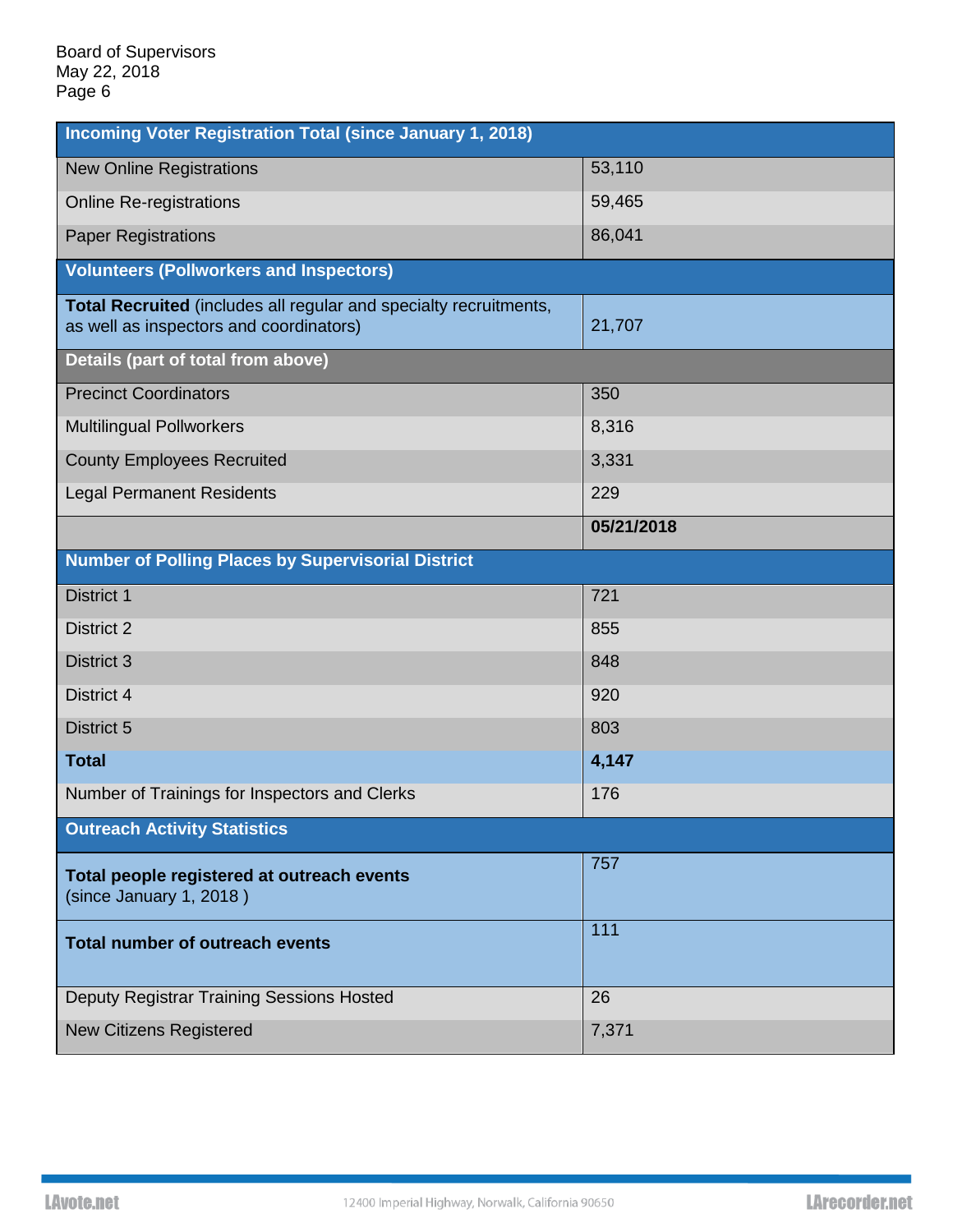| Incoming Voter Registration Total (since January 1, 2018) | |
|---|---|
| New Online Registrations | 53,110 |
| Online Re-registrations | 59,465 |
| Paper Registrations | 86,041 |
| **Volunteers (Pollworkers and Inspectors)** | |
| **Total Recruited** (includes all regular and specialty recruitments, as well as inspectors and coordinators) | 21,707 |
| **Details (part of total from above)** | |
| Precinct Coordinators | 350 |
| Multilingual Pollworkers | 8,316 |
| County Employees Recruited | 3,331 |
| Legal Permanent Residents | 229 |
| | **05/21/2018** |
| **Number of Polling Places by Supervisorial District** | |
| District 1 | 721 |
| District 2 | 855 |
| District 3 | 848 |
| District 4 | 920 |
| District 5 | 803 |
| **Total** | **4,147** |
| Number of Trainings for Inspectors and Clerks | 176 |
| **Outreach Activity Statistics** | |
| **Total people registered at outreach events** (since January 1, 2018 ) | 757 |
| **Total number of outreach events** | 111 |
| Deputy Registrar Training Sessions Hosted | 26 |
| New Citizens Registered | 7,371 |